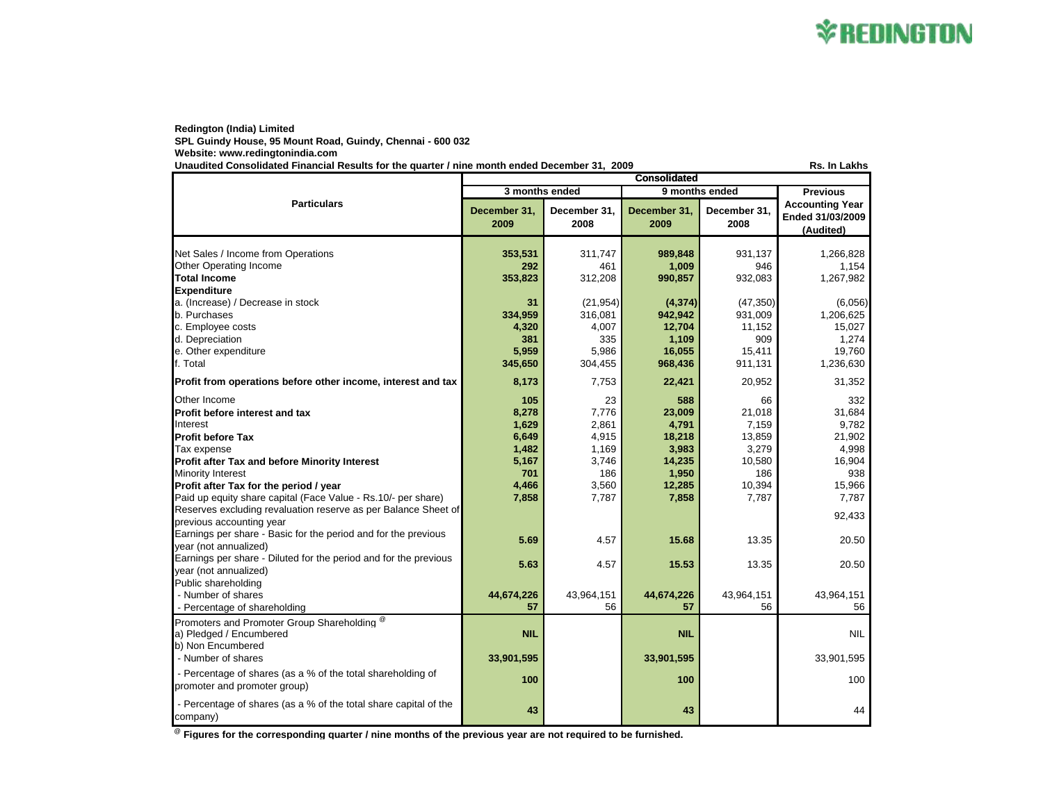**Redington (India) Limited**
**SPL Guindy House, 95 Mount Road, Guindy, Chennai - 600 032**
**Website: www.redingtonindia.com**
**Unaudited Consolidated Financial Results for the quarter / nine month ended December 31, 2009**

**Rs. In Lakhs**

| Particulars | Consolidated | | | | |
|---|---|---|---|---|---|
| | 3 months ended | | 9 months ended | | Previous |
| | December 31, 2009 | December 31, 2008 | December 31, 2009 | December 31, 2008 | Accounting Year Ended 31/03/2009 (Audited) |
| Net Sales / Income from Operations | **353,531** | 311,747 | **989,848** | 931,137 | 1,266,828 |
| Other Operating Income | **292** | 461 | **1,009** | 946 | 1,154 |
| **Total Income** | **353,823** | 312,208 | **990,857** | 932,083 | 1,267,982 |
| **Expenditure** | | | | | |
| a. (Increase) / Decrease in stock | **31** | (21,954) | **(4,374)** | (47,350) | (6,056) |
| b. Purchases | **334,959** | 316,081 | **942,942** | 931,009 | 1,206,625 |
| c. Employee costs | **4,320** | 4,007 | **12,704** | 11,152 | 15,027 |
| d. Depreciation | **381** | 335 | **1,109** | 909 | 1,274 |
| e. Other expenditure | **5,959** | 5,986 | **16,055** | 15,411 | 19,760 |
| f. Total | **345,650** | 304,455 | **968,436** | 911,131 | 1,236,630 |
| **Profit from operations before other income, interest and tax** | **8,173** | 7,753 | **22,421** | 20,952 | 31,352 |
| Other Income | **105** | 23 | **588** | 66 | 332 |
| **Profit before interest and tax** | **8,278** | 7,776 | **23,009** | 21,018 | 31,684 |
| Interest | **1,629** | 2,861 | **4,791** | 7,159 | 9,782 |
| **Profit before Tax** | **6,649** | 4,915 | **18,218** | 13,859 | 21,902 |
| Tax expense | **1,482** | 1,169 | **3,983** | 3,279 | 4,998 |
| **Profit after Tax and before Minority Interest** | **5,167** | 3,746 | **14,235** | 10,580 | 16,904 |
| Minority Interest | **701** | 186 | **1,950** | 186 | 938 |
| **Profit after Tax for the period / year** | **4,466** | 3,560 | **12,285** | 10,394 | 15,966 |
| Paid up equity share capital (Face Value - Rs.10/- per share) | **7,858** | 7,787 | **7,858** | 7,787 | 7,787 |
| Reserves excluding revaluation reserve as per Balance Sheet of previous accounting year | | | | | 92,433 |
| Earnings per share - Basic for the period and for the previous year (not annualized) | **5.69** | 4.57 | **15.68** | 13.35 | 20.50 |
| Earnings per share - Diluted for the period and for the previous year (not annualized) | **5.63** | 4.57 | **15.53** | 13.35 | 20.50 |
| Public shareholding | | | | | |
| - Number of shares | **44,674,226** | 43,964,151 | **44,674,226** | 43,964,151 | 43,964,151 |
| - Percentage of shareholding | **57** | 56 | **57** | 56 | 56 |
| Promoters and Promoter Group Shareholding [@] | | | | | |
| a) Pledged / Encumbered | **NIL** | | **NIL** | | NIL |
| b) Non Encumbered | | | | | |
| - Number of shares | **33,901,595** | | **33,901,595** | | 33,901,595 |
| - Percentage of shares (as a % of the total shareholding of promoter and promoter group) | **100** | | **100** | | 100 |
| - Percentage of shares (as a % of the total share capital of the company) | **43** | | **43** | | 44 |

[@] **Figures for the corresponding quarter / nine months of the previous year are not required to be furnished.**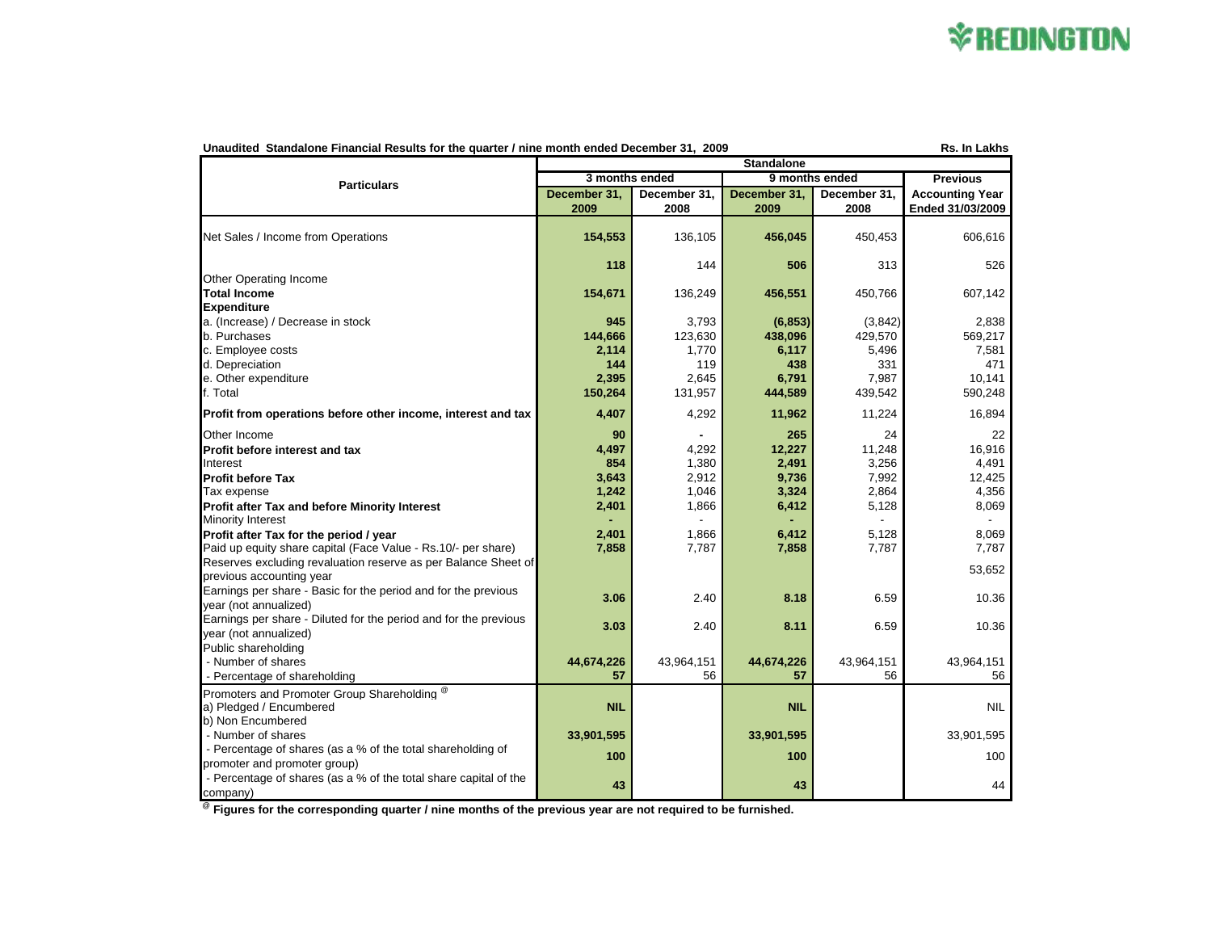**Unaudited Standalone Financial Results for the quarter / nine month ended December 31, 2009** — **Rs. In Lakhs**

| Particulars | Standalone | | | | |
|---|---|---|---|---|---|
| | 3 months ended | | 9 months ended | | Previous |
| | December 31, 2009 | December 31, 2008 | December 31, 2009 | December 31, 2008 | Accounting Year Ended 31/03/2009 |
| Net Sales / Income from Operations | 154,553 | 136,105 | 456,045 | 450,453 | 606,616 |
| Other Operating Income | 118 | 144 | 506 | 313 | 526 |
| **Total Income** | 154,671 | 136,249 | 456,551 | 450,766 | 607,142 |
| **Expenditure** | | | | | |
| a. (Increase) / Decrease in stock | 945 | 3,793 | (6,853) | (3,842) | 2,838 |
| b. Purchases | 144,666 | 123,630 | 438,096 | 429,570 | 569,217 |
| c. Employee costs | 2,114 | 1,770 | 6,117 | 5,496 | 7,581 |
| d. Depreciation | 144 | 119 | 438 | 331 | 471 |
| e. Other expenditure | 2,395 | 2,645 | 6,791 | 7,987 | 10,141 |
| f. Total | 150,264 | 131,957 | 444,589 | 439,542 | 590,248 |
| **Profit from operations before other income, interest and tax** | 4,407 | 4,292 | 11,962 | 11,224 | 16,894 |
| Other Income | 90 | - | 265 | 24 | 22 |
| **Profit before interest and tax** | 4,497 | 4,292 | 12,227 | 11,248 | 16,916 |
| Interest | 854 | 1,380 | 2,491 | 3,256 | 4,491 |
| **Profit before Tax** | 3,643 | 2,912 | 9,736 | 7,992 | 12,425 |
| Tax expense | 1,242 | 1,046 | 3,324 | 2,864 | 4,356 |
| **Profit after Tax and before Minority Interest** | 2,401 | 1,866 | 6,412 | 5,128 | 8,069 |
| Minority Interest | - | - | - | - | - |
| **Profit after Tax for the period / year** | 2,401 | 1,866 | 6,412 | 5,128 | 8,069 |
| Paid up equity share capital (Face Value - Rs.10/- per share) | 7,858 | 7,787 | 7,858 | 7,787 | 7,787 |
| Reserves excluding revaluation reserve as per Balance Sheet of previous accounting year | | | | | 53,652 |
| Earnings per share - Basic for the period and for the previous year (not annualized) | 3.06 | 2.40 | 8.18 | 6.59 | 10.36 |
| Earnings per share - Diluted for the period and for the previous year (not annualized) | 3.03 | 2.40 | 8.11 | 6.59 | 10.36 |
| Public shareholding | | | | | |
| - Number of shares | 44,674,226 | 43,964,151 | 44,674,226 | 43,964,151 | 43,964,151 |
| - Percentage of shareholding | 57 | 56 | 57 | 56 | 56 |
| Promoters and Promoter Group Shareholding @ | | | | | |
| a) Pledged / Encumbered | NIL | | NIL | | NIL |
| b) Non Encumbered | | | | | |
| - Number of shares | 33,901,595 | | 33,901,595 | | 33,901,595 |
| - Percentage of shares (as a % of the total shareholding of promoter and promoter group) | 100 | | 100 | | 100 |
| - Percentage of shares (as a % of the total share capital of the company) | 43 | | 43 | | 44 |

@ **Figures for the corresponding quarter / nine months of the previous year are not required to be furnished.**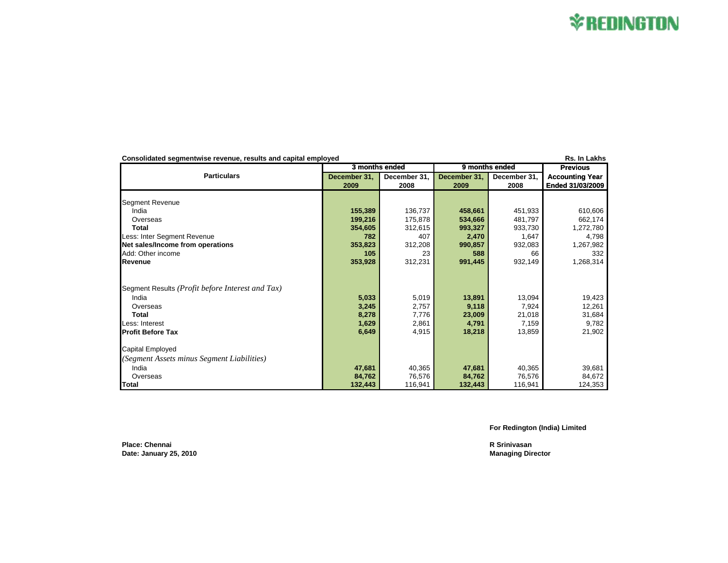**Consolidated segmentwise revenue, results and capital employed**

Rs. In Lakhs

| Particulars | 3 months ended | | 9 months ended | | Previous Accounting Year Ended 31/03/2009 |
|---|---|---|---|---|---|
| | December 31, 2009 | December 31, 2008 | December 31, 2009 | December 31, 2008 | |
| Segment Revenue | | | | | |
| India | **155,389** | 136,737 | **458,661** | 451,933 | 610,606 |
| Overseas | **199,216** | 175,878 | **534,666** | 481,797 | 662,174 |
| **Total** | **354,605** | 312,615 | **993,327** | 933,730 | 1,272,780 |
| Less: Inter Segment Revenue | **782** | 407 | **2,470** | 1,647 | 4,798 |
| **Net sales/Income from operations** | **353,823** | 312,208 | **990,857** | 932,083 | 1,267,982 |
| Add: Other income | **105** | 23 | **588** | 66 | 332 |
| **Revenue** | **353,928** | 312,231 | **991,445** | 932,149 | 1,268,314 |
| Segment Results *(Profit before Interest and Tax)* | | | | | |
| India | **5,033** | 5,019 | **13,891** | 13,094 | 19,423 |
| Overseas | **3,245** | 2,757 | **9,118** | 7,924 | 12,261 |
| **Total** | **8,278** | 7,776 | **23,009** | 21,018 | 31,684 |
| Less: Interest | **1,629** | 2,861 | **4,791** | 7,159 | 9,782 |
| **Profit Before Tax** | **6,649** | 4,915 | **18,218** | 13,859 | 21,902 |
| Capital Employed | | | | | |
| *(Segment Assets minus Segment Liabilities)* | | | | | |
| India | **47,681** | 40,365 | **47,681** | 40,365 | 39,681 |
| Overseas | **84,762** | 76,576 | **84,762** | 76,576 | 84,672 |
| **Total** | **132,443** | 116,941 | **132,443** | 116,941 | 124,353 |

**For Redington (India) Limited**

**Place: Chennai**
**Date: January 25, 2010**

**R Srinivasan**
**Managing Director**